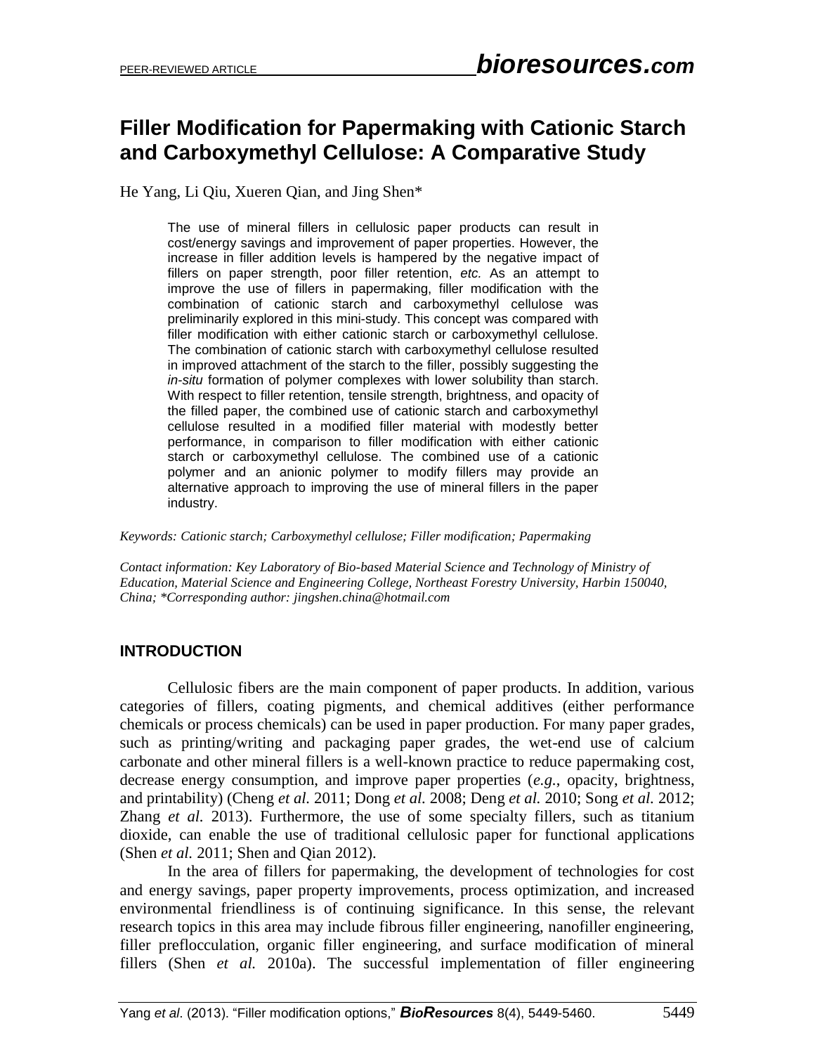# Filler Modification for Papermaking with Cationic Starch and Carboxymethyl Cellulose: A Comparative Study

He Yang, Li Qiu, Xueren Qian, and Jing Shen*

> The use of mineral fillers in cellulosic paper products can result in cost/energy savings and improvement of paper properties. However, the increase in filler addition levels is hampered by the negative impact of fillers on paper strength, poor filler retention, *etc.* As an attempt to improve the use of fillers in papermaking, filler modification with the combination of cationic starch and carboxymethyl cellulose was preliminarily explored in this mini-study. This concept was compared with filler modification with either cationic starch or carboxymethyl cellulose. The combination of cationic starch with carboxymethyl cellulose resulted in improved attachment of the starch to the filler, possibly suggesting the *in-situ* formation of polymer complexes with lower solubility than starch. With respect to filler retention, tensile strength, brightness, and opacity of the filled paper, the combined use of cationic starch and carboxymethyl cellulose resulted in a modified filler material with modestly better performance, in comparison to filler modification with either cationic starch or carboxymethyl cellulose. The combined use of a cationic polymer and an anionic polymer to modify fillers may provide an alternative approach to improving the use of mineral fillers in the paper industry.

*Keywords: Cationic starch; Carboxymethyl cellulose; Filler modification; Papermaking*

*Contact information: Key Laboratory of Bio-based Material Science and Technology of Ministry of Education, Material Science and Engineering College, Northeast Forestry University, Harbin 150040, China; *Corresponding author: jingshen.china@hotmail.com*

## INTRODUCTION

Cellulosic fibers are the main component of paper products. In addition, various categories of fillers, coating pigments, and chemical additives (either performance chemicals or process chemicals) can be used in paper production. For many paper grades, such as printing/writing and packaging paper grades, the wet-end use of calcium carbonate and other mineral fillers is a well-known practice to reduce papermaking cost, decrease energy consumption, and improve paper properties (*e.g.*, opacity, brightness, and printability) (Cheng *et al.* 2011; Dong *et al.* 2008; Deng *et al.* 2010; Song *et al.* 2012; Zhang *et al.* 2013). Furthermore, the use of some specialty fillers, such as titanium dioxide, can enable the use of traditional cellulosic paper for functional applications (Shen *et al.* 2011; Shen and Qian 2012).

In the area of fillers for papermaking, the development of technologies for cost and energy savings, paper property improvements, process optimization, and increased environmental friendliness is of continuing significance. In this sense, the relevant research topics in this area may include fibrous filler engineering, nanofiller engineering, filler preflocculation, organic filler engineering, and surface modification of mineral fillers (Shen *et al.* 2010a). The successful implementation of filler engineering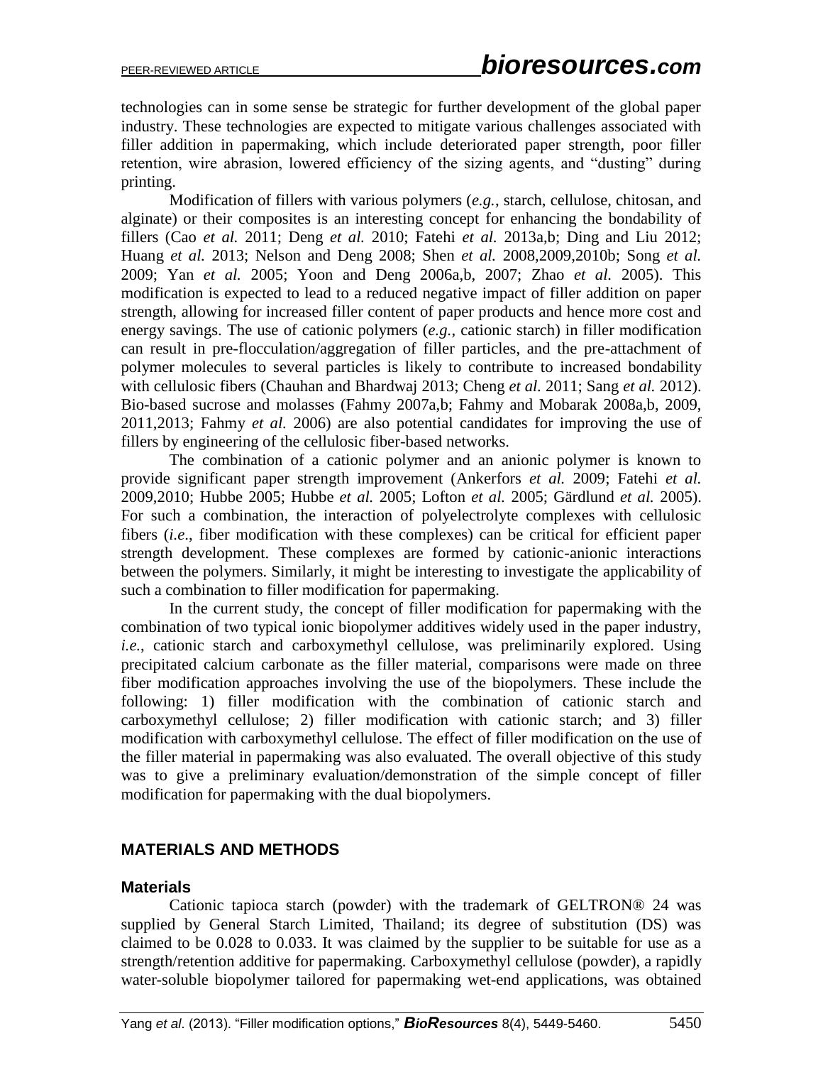technologies can in some sense be strategic for further development of the global paper industry. These technologies are expected to mitigate various challenges associated with filler addition in papermaking, which include deteriorated paper strength, poor filler retention, wire abrasion, lowered efficiency of the sizing agents, and "dusting" during printing.

Modification of fillers with various polymers (*e.g.*, starch, cellulose, chitosan, and alginate) or their composites is an interesting concept for enhancing the bondability of fillers (Cao *et al.* 2011; Deng *et al.* 2010; Fatehi *et al.* 2013a,b; Ding and Liu 2012; Huang *et al.* 2013; Nelson and Deng 2008; Shen *et al.* 2008,2009,2010b; Song *et al.* 2009; Yan *et al.* 2005; Yoon and Deng 2006a,b, 2007; Zhao *et al.* 2005). This modification is expected to lead to a reduced negative impact of filler addition on paper strength, allowing for increased filler content of paper products and hence more cost and energy savings. The use of cationic polymers (*e.g.*, cationic starch) in filler modification can result in pre-flocculation/aggregation of filler particles, and the pre-attachment of polymer molecules to several particles is likely to contribute to increased bondability with cellulosic fibers (Chauhan and Bhardwaj 2013; Cheng *et al.* 2011; Sang *et al.* 2012). Bio-based sucrose and molasses (Fahmy 2007a,b; Fahmy and Mobarak 2008a,b, 2009, 2011,2013; Fahmy *et al.* 2006) are also potential candidates for improving the use of fillers by engineering of the cellulosic fiber-based networks.

The combination of a cationic polymer and an anionic polymer is known to provide significant paper strength improvement (Ankerfors *et al.* 2009; Fatehi *et al.* 2009,2010; Hubbe 2005; Hubbe *et al.* 2005; Lofton *et al.* 2005; Gärdlund *et al.* 2005). For such a combination, the interaction of polyelectrolyte complexes with cellulosic fibers (*i.e.*, fiber modification with these complexes) can be critical for efficient paper strength development. These complexes are formed by cationic-anionic interactions between the polymers. Similarly, it might be interesting to investigate the applicability of such a combination to filler modification for papermaking.

In the current study, the concept of filler modification for papermaking with the combination of two typical ionic biopolymer additives widely used in the paper industry, *i.e.*, cationic starch and carboxymethyl cellulose, was preliminarily explored. Using precipitated calcium carbonate as the filler material, comparisons were made on three fiber modification approaches involving the use of the biopolymers. These include the following: 1) filler modification with the combination of cationic starch and carboxymethyl cellulose; 2) filler modification with cationic starch; and 3) filler modification with carboxymethyl cellulose. The effect of filler modification on the use of the filler material in papermaking was also evaluated. The overall objective of this study was to give a preliminary evaluation/demonstration of the simple concept of filler modification for papermaking with the dual biopolymers.

## MATERIALS AND METHODS

### Materials

Cationic tapioca starch (powder) with the trademark of GELTRON® 24 was supplied by General Starch Limited, Thailand; its degree of substitution (DS) was claimed to be 0.028 to 0.033. It was claimed by the supplier to be suitable for use as a strength/retention additive for papermaking. Carboxymethyl cellulose (powder), a rapidly water-soluble biopolymer tailored for papermaking wet-end applications, was obtained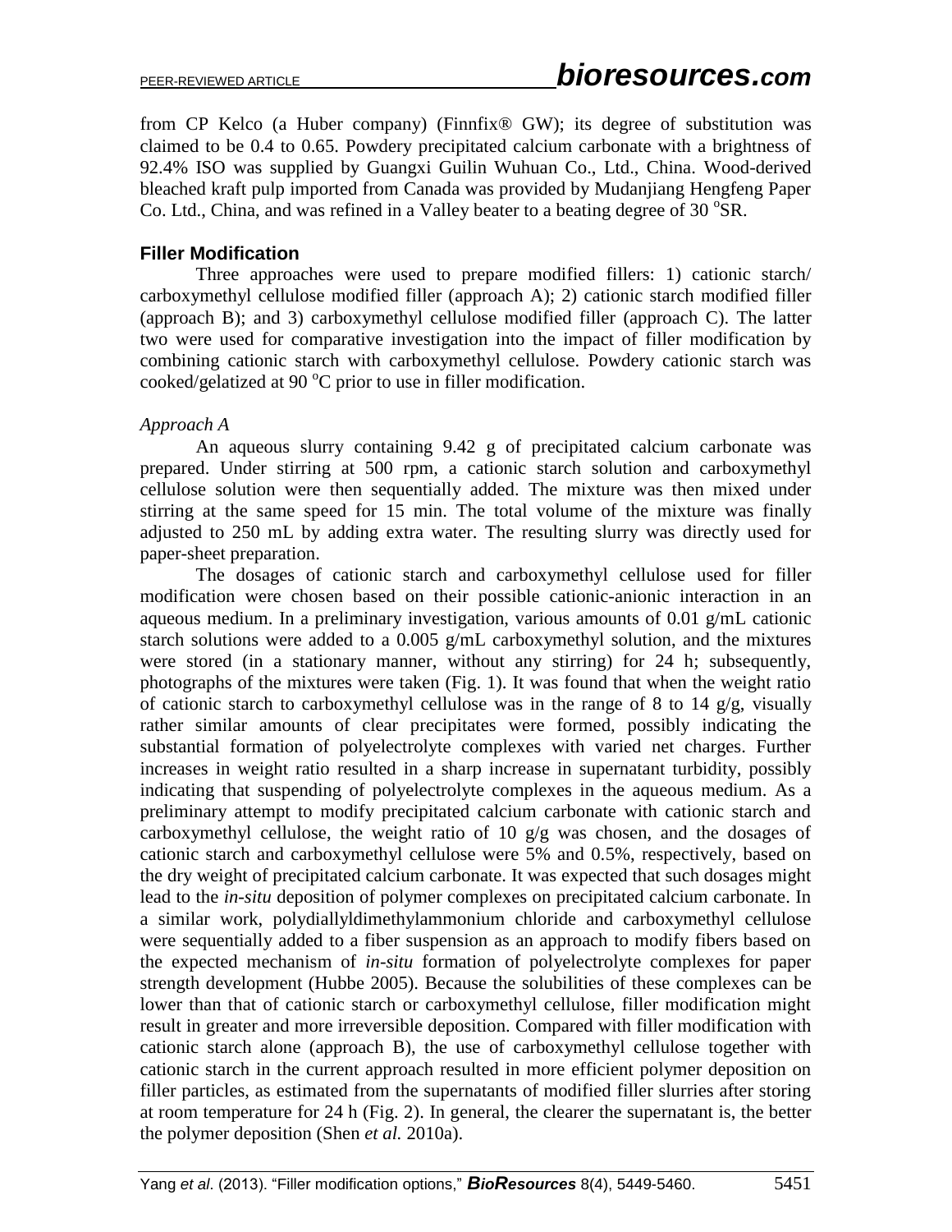from CP Kelco (a Huber company) (Finnfix® GW); its degree of substitution was claimed to be 0.4 to 0.65. Powdery precipitated calcium carbonate with a brightness of 92.4% ISO was supplied by Guangxi Guilin Wuhuan Co., Ltd., China. Wood-derived bleached kraft pulp imported from Canada was provided by Mudanjiang Hengfeng Paper Co. Ltd., China, and was refined in a Valley beater to a beating degree of 30 °SR.

### Filler Modification

Three approaches were used to prepare modified fillers: 1) cationic starch/ carboxymethyl cellulose modified filler (approach A); 2) cationic starch modified filler (approach B); and 3) carboxymethyl cellulose modified filler (approach C). The latter two were used for comparative investigation into the impact of filler modification by combining cationic starch with carboxymethyl cellulose. Powdery cationic starch was cooked/gelatized at 90 °C prior to use in filler modification.

*Approach A*

An aqueous slurry containing 9.42 g of precipitated calcium carbonate was prepared. Under stirring at 500 rpm, a cationic starch solution and carboxymethyl cellulose solution were then sequentially added. The mixture was then mixed under stirring at the same speed for 15 min. The total volume of the mixture was finally adjusted to 250 mL by adding extra water. The resulting slurry was directly used for paper-sheet preparation.

The dosages of cationic starch and carboxymethyl cellulose used for filler modification were chosen based on their possible cationic-anionic interaction in an aqueous medium. In a preliminary investigation, various amounts of 0.01 g/mL cationic starch solutions were added to a 0.005 g/mL carboxymethyl solution, and the mixtures were stored (in a stationary manner, without any stirring) for 24 h; subsequently, photographs of the mixtures were taken (Fig. 1). It was found that when the weight ratio of cationic starch to carboxymethyl cellulose was in the range of 8 to 14 g/g, visually rather similar amounts of clear precipitates were formed, possibly indicating the substantial formation of polyelectrolyte complexes with varied net charges. Further increases in weight ratio resulted in a sharp increase in supernatant turbidity, possibly indicating that suspending of polyelectrolyte complexes in the aqueous medium. As a preliminary attempt to modify precipitated calcium carbonate with cationic starch and carboxymethyl cellulose, the weight ratio of 10 g/g was chosen, and the dosages of cationic starch and carboxymethyl cellulose were 5% and 0.5%, respectively, based on the dry weight of precipitated calcium carbonate. It was expected that such dosages might lead to the *in-situ* deposition of polymer complexes on precipitated calcium carbonate. In a similar work, polydiallyldimethylammonium chloride and carboxymethyl cellulose were sequentially added to a fiber suspension as an approach to modify fibers based on the expected mechanism of *in-situ* formation of polyelectrolyte complexes for paper strength development (Hubbe 2005). Because the solubilities of these complexes can be lower than that of cationic starch or carboxymethyl cellulose, filler modification might result in greater and more irreversible deposition. Compared with filler modification with cationic starch alone (approach B), the use of carboxymethyl cellulose together with cationic starch in the current approach resulted in more efficient polymer deposition on filler particles, as estimated from the supernatants of modified filler slurries after storing at room temperature for 24 h (Fig. 2). In general, the clearer the supernatant is, the better the polymer deposition (Shen *et al.* 2010a).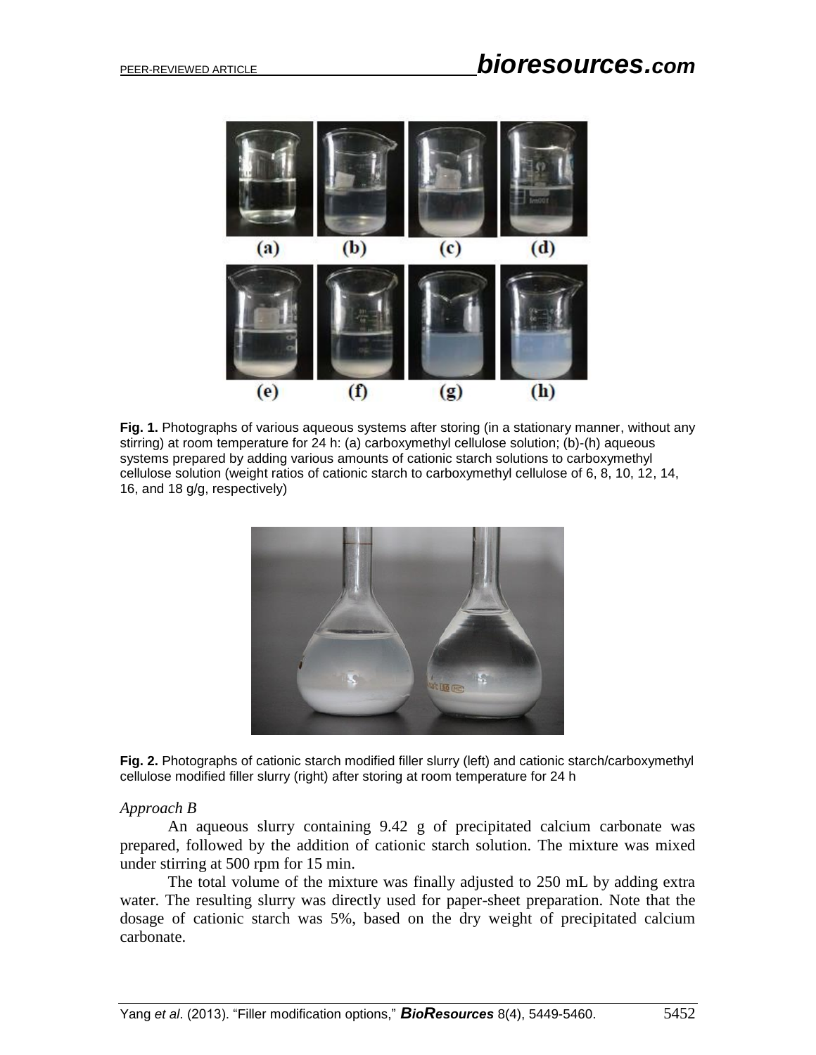**Fig. 1.** Photographs of various aqueous systems after storing (in a stationary manner, without any stirring) at room temperature for 24 h: (a) carboxymethyl cellulose solution; (b)-(h) aqueous systems prepared by adding various amounts of cationic starch solutions to carboxymethyl cellulose solution (weight ratios of cationic starch to carboxymethyl cellulose of 6, 8, 10, 12, 14, 16, and 18 g/g, respectively)

**Fig. 2.** Photographs of cationic starch modified filler slurry (left) and cationic starch/carboxymethyl cellulose modified filler slurry (right) after storing at room temperature for 24 h

*Approach B*

An aqueous slurry containing 9.42 g of precipitated calcium carbonate was prepared, followed by the addition of cationic starch solution. The mixture was mixed under stirring at 500 rpm for 15 min.

The total volume of the mixture was finally adjusted to 250 mL by adding extra water. The resulting slurry was directly used for paper-sheet preparation. Note that the dosage of cationic starch was 5%, based on the dry weight of precipitated calcium carbonate.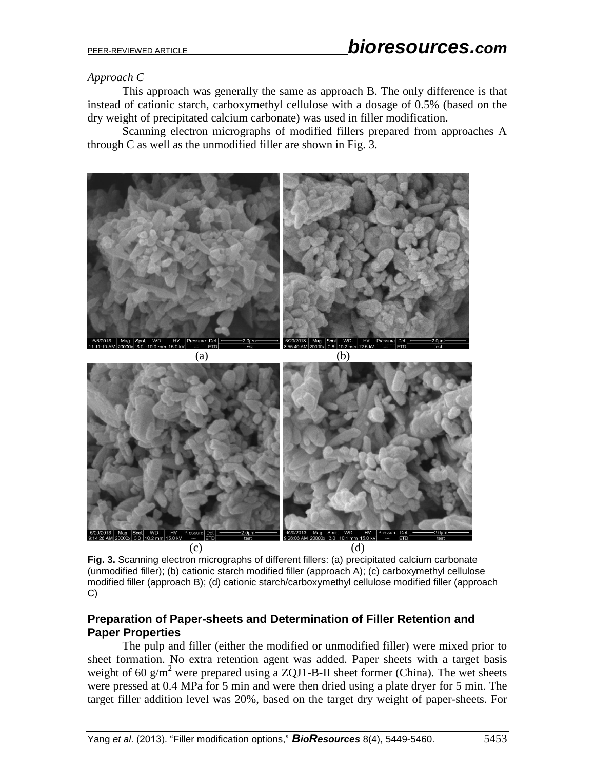*Approach C*

This approach was generally the same as approach B. The only difference is that instead of cationic starch, carboxymethyl cellulose with a dosage of 0.5% (based on the dry weight of precipitated calcium carbonate) was used in filler modification.

Scanning electron micrographs of modified fillers prepared from approaches A through C as well as the unmodified filler are shown in Fig. 3.

**Fig. 3.** Scanning electron micrographs of different fillers: (a) precipitated calcium carbonate (unmodified filler); (b) cationic starch modified filler (approach A); (c) carboxymethyl cellulose modified filler (approach B); (d) cationic starch/carboxymethyl cellulose modified filler (approach C)

## Preparation of Paper-sheets and Determination of Filler Retention and Paper Properties

The pulp and filler (either the modified or unmodified filler) were mixed prior to sheet formation. No extra retention agent was added. Paper sheets with a target basis weight of 60 $g/m^2$ were prepared using a ZQJ1-B-II sheet former (China). The wet sheets were pressed at 0.4 MPa for 5 min and were then dried using a plate dryer for 5 min. The target filler addition level was 20%, based on the target dry weight of paper-sheets. For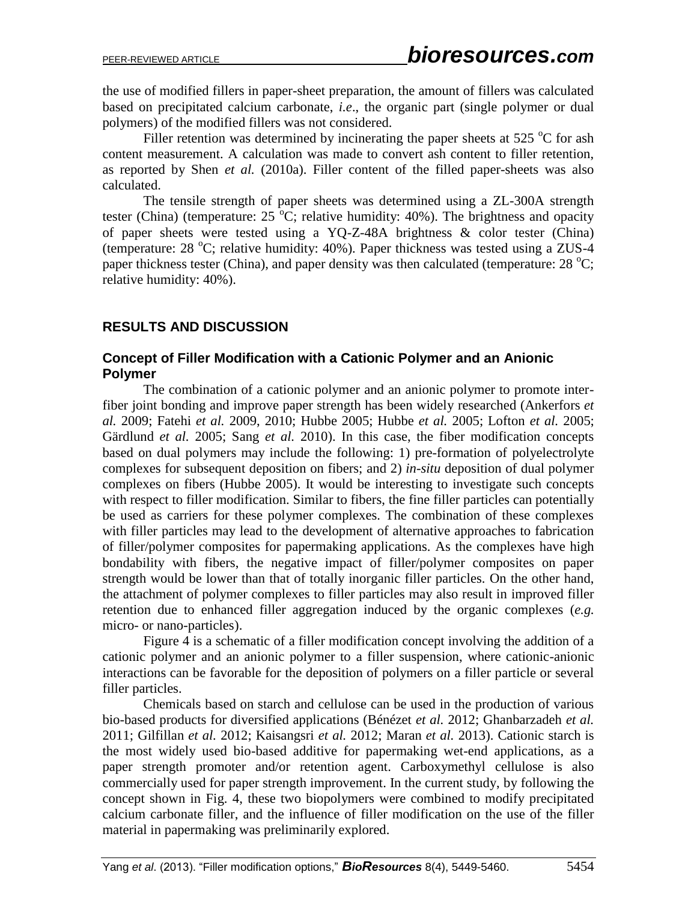the use of modified fillers in paper-sheet preparation, the amount of fillers was calculated based on precipitated calcium carbonate, *i.e*., the organic part (single polymer or dual polymers) of the modified fillers was not considered.

Filler retention was determined by incinerating the paper sheets at 525 °C for ash content measurement. A calculation was made to convert ash content to filler retention, as reported by Shen *et al.* (2010a). Filler content of the filled paper-sheets was also calculated.

The tensile strength of paper sheets was determined using a ZL-300A strength tester (China) (temperature: 25 °C; relative humidity: 40%). The brightness and opacity of paper sheets were tested using a YQ-Z-48A brightness & color tester (China) (temperature: 28 °C; relative humidity: 40%). Paper thickness was tested using a ZUS-4 paper thickness tester (China), and paper density was then calculated (temperature: 28 °C; relative humidity: 40%).

## RESULTS AND DISCUSSION

### Concept of Filler Modification with a Cationic Polymer and an Anionic Polymer

The combination of a cationic polymer and an anionic polymer to promote inter-fiber joint bonding and improve paper strength has been widely researched (Ankerfors *et al.* 2009; Fatehi *et al.* 2009, 2010; Hubbe 2005; Hubbe *et al.* 2005; Lofton *et al.* 2005; Gärdlund *et al.* 2005; Sang *et al.* 2010). In this case, the fiber modification concepts based on dual polymers may include the following: 1) pre-formation of polyelectrolyte complexes for subsequent deposition on fibers; and 2) *in-situ* deposition of dual polymer complexes on fibers (Hubbe 2005). It would be interesting to investigate such concepts with respect to filler modification. Similar to fibers, the fine filler particles can potentially be used as carriers for these polymer complexes. The combination of these complexes with filler particles may lead to the development of alternative approaches to fabrication of filler/polymer composites for papermaking applications. As the complexes have high bondability with fibers, the negative impact of filler/polymer composites on paper strength would be lower than that of totally inorganic filler particles. On the other hand, the attachment of polymer complexes to filler particles may also result in improved filler retention due to enhanced filler aggregation induced by the organic complexes (*e.g.* micro- or nano-particles).

Figure 4 is a schematic of a filler modification concept involving the addition of a cationic polymer and an anionic polymer to a filler suspension, where cationic-anionic interactions can be favorable for the deposition of polymers on a filler particle or several filler particles.

Chemicals based on starch and cellulose can be used in the production of various bio-based products for diversified applications (Bénézet *et al.* 2012; Ghanbarzadeh *et al.* 2011; Gilfillan *et al.* 2012; Kaisangsri *et al.* 2012; Maran *et al.* 2013). Cationic starch is the most widely used bio-based additive for papermaking wet-end applications, as a paper strength promoter and/or retention agent. Carboxymethyl cellulose is also commercially used for paper strength improvement. In the current study, by following the concept shown in Fig. 4, these two biopolymers were combined to modify precipitated calcium carbonate filler, and the influence of filler modification on the use of the filler material in papermaking was preliminarily explored.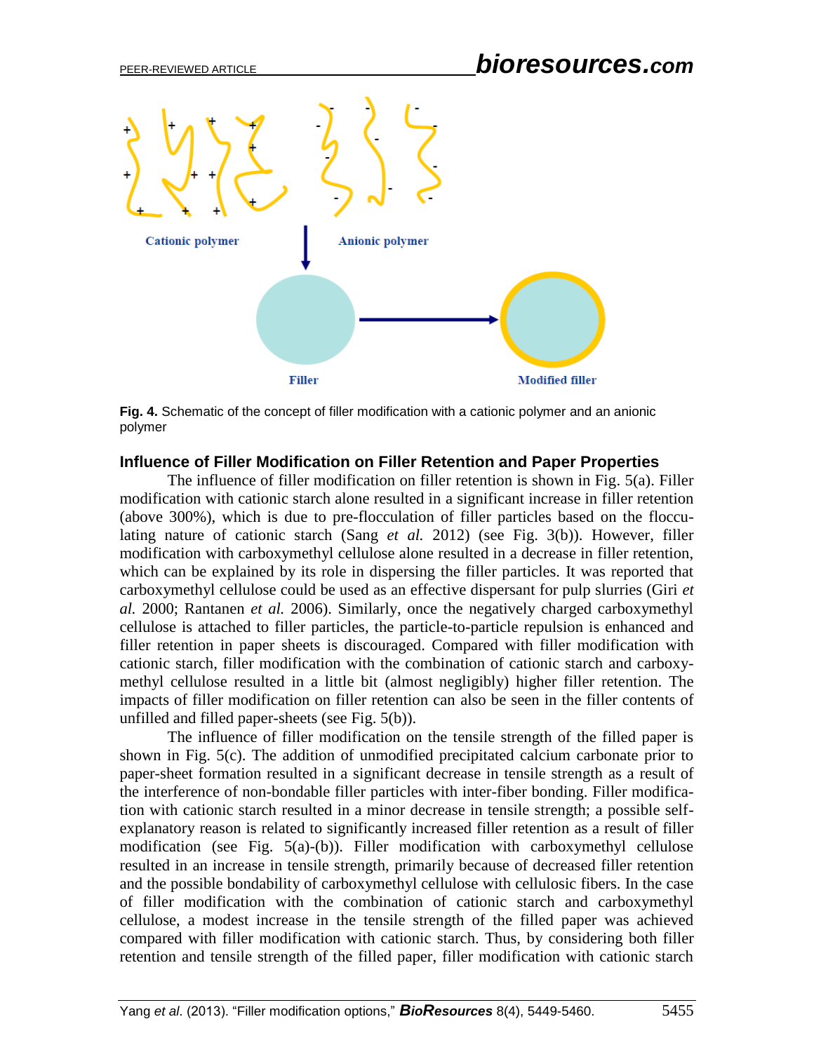Fig. 4. Schematic of the concept of filler modification with a cationic polymer and an anionic polymer

### Influence of Filler Modification on Filler Retention and Paper Properties

The influence of filler modification on filler retention is shown in Fig. 5(a). Filler modification with cationic starch alone resulted in a significant increase in filler retention (above 300%), which is due to pre-flocculation of filler particles based on the flocculating nature of cationic starch (Sang *et al.* 2012) (see Fig. 3(b)). However, filler modification with carboxymethyl cellulose alone resulted in a decrease in filler retention, which can be explained by its role in dispersing the filler particles. It was reported that carboxymethyl cellulose could be used as an effective dispersant for pulp slurries (Giri *et al.* 2000; Rantanen *et al.* 2006). Similarly, once the negatively charged carboxymethyl cellulose is attached to filler particles, the particle-to-particle repulsion is enhanced and filler retention in paper sheets is discouraged. Compared with filler modification with cationic starch, filler modification with the combination of cationic starch and carboxymethyl cellulose resulted in a little bit (almost negligibly) higher filler retention. The impacts of filler modification on filler retention can also be seen in the filler contents of unfilled and filled paper-sheets (see Fig. 5(b)).

The influence of filler modification on the tensile strength of the filled paper is shown in Fig. 5(c). The addition of unmodified precipitated calcium carbonate prior to paper-sheet formation resulted in a significant decrease in tensile strength as a result of the interference of non-bondable filler particles with inter-fiber bonding. Filler modification with cationic starch resulted in a minor decrease in tensile strength; a possible self-explanatory reason is related to significantly increased filler retention as a result of filler modification (see Fig. 5(a)-(b)). Filler modification with carboxymethyl cellulose resulted in an increase in tensile strength, primarily because of decreased filler retention and the possible bondability of carboxymethyl cellulose with cellulosic fibers. In the case of filler modification with the combination of cationic starch and carboxymethyl cellulose, a modest increase in the tensile strength of the filled paper was achieved compared with filler modification with cationic starch. Thus, by considering both filler retention and tensile strength of the filled paper, filler modification with cationic starch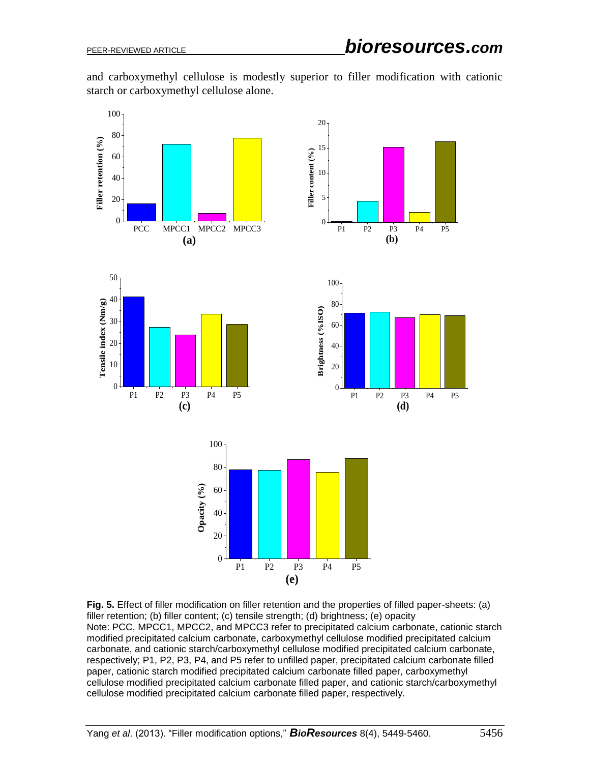and carboxymethyl cellulose is modestly superior to filler modification with cationic starch or carboxymethyl cellulose alone.

**Fig. 5.** Effect of filler modification on filler retention and the properties of filled paper-sheets: (a) filler retention; (b) filler content; (c) tensile strength; (d) brightness; (e) opacity
Note: PCC, MPCC1, MPCC2, and MPCC3 refer to precipitated calcium carbonate, cationic starch modified precipitated calcium carbonate, carboxymethyl cellulose modified precipitated calcium carbonate, and cationic starch/carboxymethyl cellulose modified precipitated calcium carbonate, respectively; P1, P2, P3, P4, and P5 refer to unfilled paper, precipitated calcium carbonate filled paper, cationic starch modified precipitated calcium carbonate filled paper, carboxymethyl cellulose modified precipitated calcium carbonate filled paper, and cationic starch/carboxymethyl cellulose modified precipitated calcium carbonate filled paper, respectively.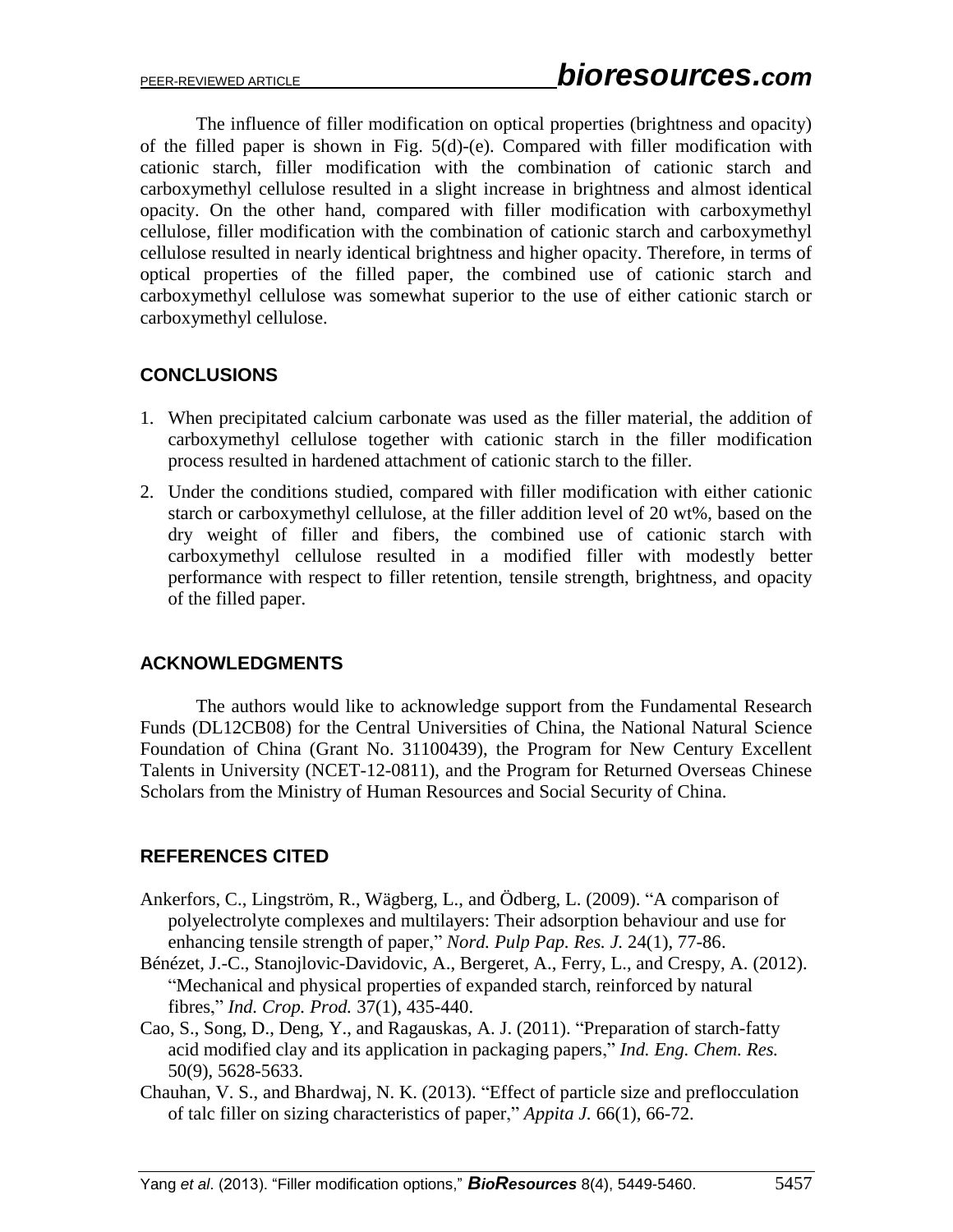The influence of filler modification on optical properties (brightness and opacity) of the filled paper is shown in Fig. 5(d)-(e). Compared with filler modification with cationic starch, filler modification with the combination of cationic starch and carboxymethyl cellulose resulted in a slight increase in brightness and almost identical opacity. On the other hand, compared with filler modification with carboxymethyl cellulose, filler modification with the combination of cationic starch and carboxymethyl cellulose resulted in nearly identical brightness and higher opacity. Therefore, in terms of optical properties of the filled paper, the combined use of cationic starch and carboxymethyl cellulose was somewhat superior to the use of either cationic starch or carboxymethyl cellulose.

## CONCLUSIONS

1. When precipitated calcium carbonate was used as the filler material, the addition of carboxymethyl cellulose together with cationic starch in the filler modification process resulted in hardened attachment of cationic starch to the filler.
2. Under the conditions studied, compared with filler modification with either cationic starch or carboxymethyl cellulose, at the filler addition level of 20 wt%, based on the dry weight of filler and fibers, the combined use of cationic starch with carboxymethyl cellulose resulted in a modified filler with modestly better performance with respect to filler retention, tensile strength, brightness, and opacity of the filled paper.

## ACKNOWLEDGMENTS

The authors would like to acknowledge support from the Fundamental Research Funds (DL12CB08) for the Central Universities of China, the National Natural Science Foundation of China (Grant No. 31100439), the Program for New Century Excellent Talents in University (NCET-12-0811), and the Program for Returned Overseas Chinese Scholars from the Ministry of Human Resources and Social Security of China.

## REFERENCES CITED

Ankerfors, C., Lingström, R., Wägberg, L., and Ödberg, L. (2009). "A comparison of polyelectrolyte complexes and multilayers: Their adsorption behaviour and use for enhancing tensile strength of paper," *Nord. Pulp Pap. Res. J.* 24(1), 77-86.

Bénézet, J.-C., Stanojlovic-Davidovic, A., Bergeret, A., Ferry, L., and Crespy, A. (2012). "Mechanical and physical properties of expanded starch, reinforced by natural fibres," *Ind. Crop. Prod.* 37(1), 435-440.

Cao, S., Song, D., Deng, Y., and Ragauskas, A. J. (2011). "Preparation of starch-fatty acid modified clay and its application in packaging papers," *Ind. Eng. Chem. Res.* 50(9), 5628-5633.

Chauhan, V. S., and Bhardwaj, N. K. (2013). "Effect of particle size and preflocculation of talc filler on sizing characteristics of paper," *Appita J.* 66(1), 66-72.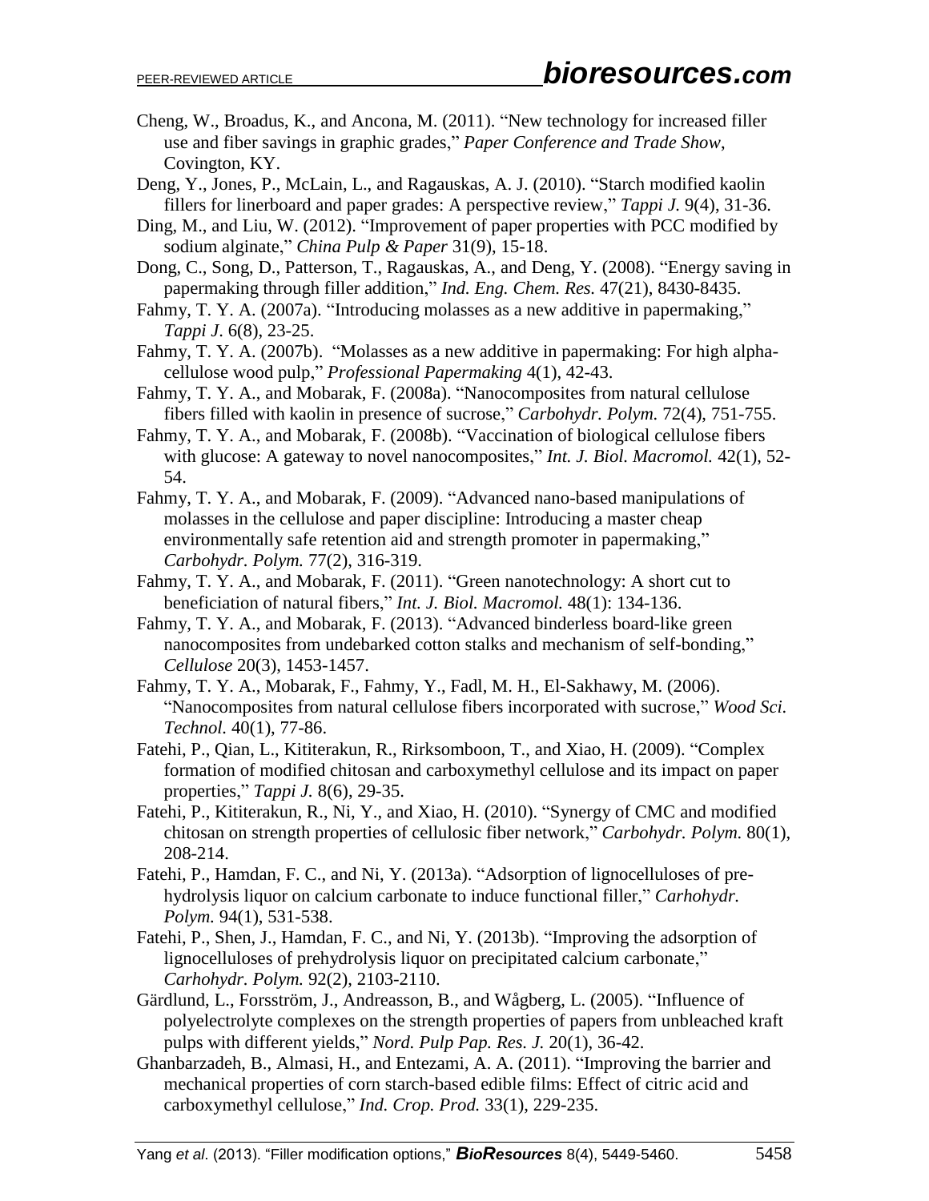Cheng, W., Broadus, K., and Ancona, M. (2011). "New technology for increased filler use and fiber savings in graphic grades," *Paper Conference and Trade Show*, Covington, KY.

Deng, Y., Jones, P., McLain, L., and Ragauskas, A. J. (2010). "Starch modified kaolin fillers for linerboard and paper grades: A perspective review," *Tappi J.* 9(4), 31-36.

Ding, M., and Liu, W. (2012). "Improvement of paper properties with PCC modified by sodium alginate," *China Pulp & Paper* 31(9), 15-18.

Dong, C., Song, D., Patterson, T., Ragauskas, A., and Deng, Y. (2008). "Energy saving in papermaking through filler addition," *Ind. Eng. Chem. Res.* 47(21), 8430-8435.

Fahmy, T. Y. A. (2007a). "Introducing molasses as a new additive in papermaking," *Tappi J.* 6(8), 23-25.

Fahmy, T. Y. A. (2007b). "Molasses as a new additive in papermaking: For high alpha-cellulose wood pulp," *Professional Papermaking* 4(1), 42-43.

Fahmy, T. Y. A., and Mobarak, F. (2008a). "Nanocomposites from natural cellulose fibers filled with kaolin in presence of sucrose," *Carbohydr. Polym.* 72(4), 751-755.

Fahmy, T. Y. A., and Mobarak, F. (2008b). "Vaccination of biological cellulose fibers with glucose: A gateway to novel nanocomposites," *Int. J. Biol. Macromol.* 42(1), 52-54.

Fahmy, T. Y. A., and Mobarak, F. (2009). "Advanced nano-based manipulations of molasses in the cellulose and paper discipline: Introducing a master cheap environmentally safe retention aid and strength promoter in papermaking," *Carbohydr. Polym.* 77(2), 316-319.

Fahmy, T. Y. A., and Mobarak, F. (2011). "Green nanotechnology: A short cut to beneficiation of natural fibers," *Int. J. Biol. Macromol.* 48(1): 134-136.

Fahmy, T. Y. A., and Mobarak, F. (2013). "Advanced binderless board-like green nanocomposites from undebarked cotton stalks and mechanism of self-bonding," *Cellulose* 20(3), 1453-1457.

Fahmy, T. Y. A., Mobarak, F., Fahmy, Y., Fadl, M. H., El-Sakhawy, M. (2006). "Nanocomposites from natural cellulose fibers incorporated with sucrose," *Wood Sci. Technol.* 40(1), 77-86.

Fatehi, P., Qian, L., Kititerakun, R., Rirksomboon, T., and Xiao, H. (2009). "Complex formation of modified chitosan and carboxymethyl cellulose and its impact on paper properties," *Tappi J.* 8(6), 29-35.

Fatehi, P., Kititerakun, R., Ni, Y., and Xiao, H. (2010). "Synergy of CMC and modified chitosan on strength properties of cellulosic fiber network," *Carbohydr. Polym.* 80(1), 208-214.

Fatehi, P., Hamdan, F. C., and Ni, Y. (2013a). "Adsorption of lignocelluloses of pre-hydrolysis liquor on calcium carbonate to induce functional filler," *Carhohydr. Polym.* 94(1), 531-538.

Fatehi, P., Shen, J., Hamdan, F. C., and Ni, Y. (2013b). "Improving the adsorption of lignocelluloses of prehydrolysis liquor on precipitated calcium carbonate," *Carhohydr. Polym.* 92(2), 2103-2110.

Gärdlund, L., Forsström, J., Andreasson, B., and Wågberg, L. (2005). "Influence of polyelectrolyte complexes on the strength properties of papers from unbleached kraft pulps with different yields," *Nord. Pulp Pap. Res. J.* 20(1), 36-42.

Ghanbarzadeh, B., Almasi, H., and Entezami, A. A. (2011). "Improving the barrier and mechanical properties of corn starch-based edible films: Effect of citric acid and carboxymethyl cellulose," *Ind. Crop. Prod.* 33(1), 229-235.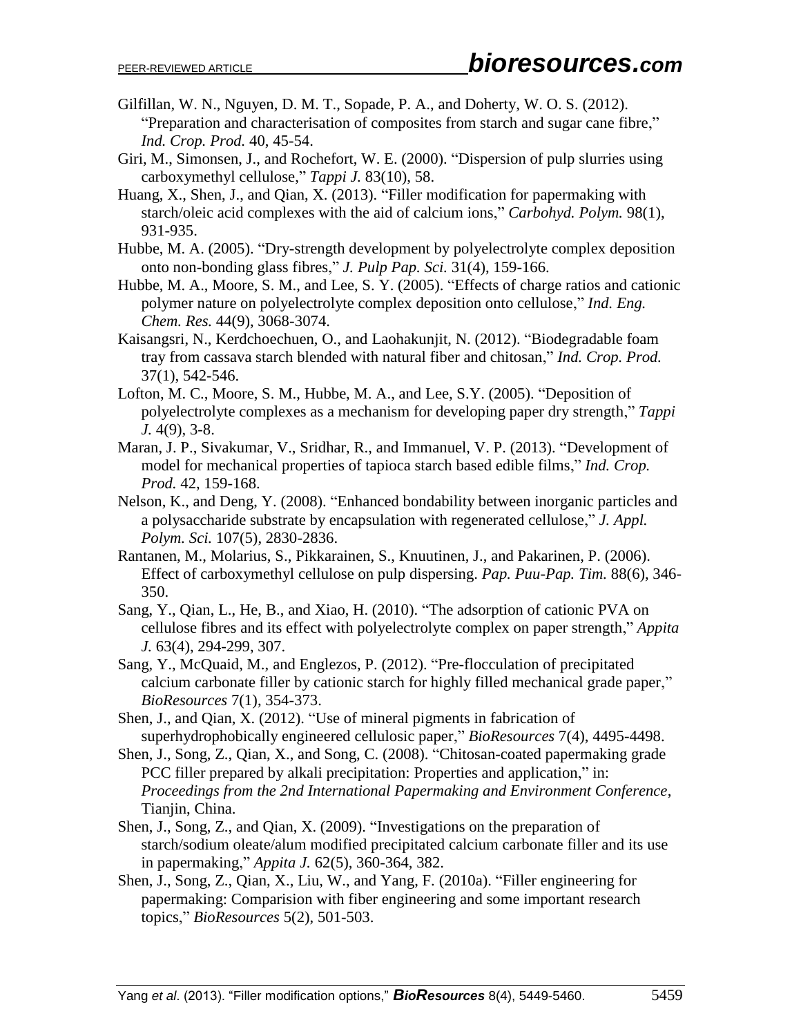Gilfillan, W. N., Nguyen, D. M. T., Sopade, P. A., and Doherty, W. O. S. (2012). "Preparation and characterisation of composites from starch and sugar cane fibre," *Ind. Crop. Prod.* 40, 45-54.

Giri, M., Simonsen, J., and Rochefort, W. E. (2000). "Dispersion of pulp slurries using carboxymethyl cellulose," *Tappi J.* 83(10), 58.

Huang, X., Shen, J., and Qian, X. (2013). "Filler modification for papermaking with starch/oleic acid complexes with the aid of calcium ions," *Carbohyd. Polym.* 98(1), 931-935.

Hubbe, M. A. (2005). "Dry-strength development by polyelectrolyte complex deposition onto non-bonding glass fibres," *J. Pulp Pap. Sci.* 31(4), 159-166.

Hubbe, M. A., Moore, S. M., and Lee, S. Y. (2005). "Effects of charge ratios and cationic polymer nature on polyelectrolyte complex deposition onto cellulose," *Ind. Eng. Chem. Res.* 44(9), 3068-3074.

Kaisangsri, N., Kerdchoechuen, O., and Laohakunjit, N. (2012). "Biodegradable foam tray from cassava starch blended with natural fiber and chitosan," *Ind. Crop. Prod.* 37(1), 542-546.

Lofton, M. C., Moore, S. M., Hubbe, M. A., and Lee, S.Y. (2005). "Deposition of polyelectrolyte complexes as a mechanism for developing paper dry strength," *Tappi J.* 4(9), 3-8.

Maran, J. P., Sivakumar, V., Sridhar, R., and Immanuel, V. P. (2013). "Development of model for mechanical properties of tapioca starch based edible films," *Ind. Crop. Prod.* 42, 159-168.

Nelson, K., and Deng, Y. (2008). "Enhanced bondability between inorganic particles and a polysaccharide substrate by encapsulation with regenerated cellulose," *J. Appl. Polym. Sci.* 107(5), 2830-2836.

Rantanen, M., Molarius, S., Pikkarainen, S., Knuutinen, J., and Pakarinen, P. (2006). Effect of carboxymethyl cellulose on pulp dispersing. *Pap. Puu-Pap. Tim.* 88(6), 346-350.

Sang, Y., Qian, L., He, B., and Xiao, H. (2010). "The adsorption of cationic PVA on cellulose fibres and its effect with polyelectrolyte complex on paper strength," *Appita J.* 63(4), 294-299, 307.

Sang, Y., McQuaid, M., and Englezos, P. (2012). "Pre-flocculation of precipitated calcium carbonate filler by cationic starch for highly filled mechanical grade paper," *BioResources* 7(1), 354-373.

Shen, J., and Qian, X. (2012). "Use of mineral pigments in fabrication of superhydrophobically engineered cellulosic paper," *BioResources* 7(4), 4495-4498.

Shen, J., Song, Z., Qian, X., and Song, C. (2008). "Chitosan-coated papermaking grade PCC filler prepared by alkali precipitation: Properties and application," in: *Proceedings from the 2nd International Papermaking and Environment Conference*, Tianjin, China.

Shen, J., Song, Z., and Qian, X. (2009). "Investigations on the preparation of starch/sodium oleate/alum modified precipitated calcium carbonate filler and its use in papermaking," *Appita J.* 62(5), 360-364, 382.

Shen, J., Song, Z., Qian, X., Liu, W., and Yang, F. (2010a). "Filler engineering for papermaking: Comparision with fiber engineering and some important research topics," *BioResources* 5(2), 501-503.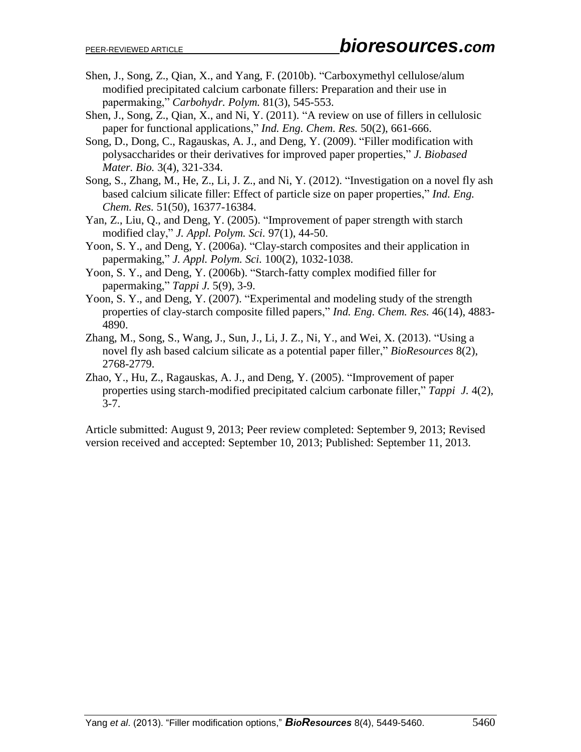Shen, J., Song, Z., Qian, X., and Yang, F. (2010b). "Carboxymethyl cellulose/alum modified precipitated calcium carbonate fillers: Preparation and their use in papermaking," *Carbohydr. Polym.* 81(3), 545-553.

Shen, J., Song, Z., Qian, X., and Ni, Y. (2011). "A review on use of fillers in cellulosic paper for functional applications," *Ind. Eng. Chem. Res.* 50(2), 661-666.

Song, D., Dong, C., Ragauskas, A. J., and Deng, Y. (2009). "Filler modification with polysaccharides or their derivatives for improved paper properties," *J. Biobased Mater. Bio.* 3(4), 321-334.

Song, S., Zhang, M., He, Z., Li, J. Z., and Ni, Y. (2012). "Investigation on a novel fly ash based calcium silicate filler: Effect of particle size on paper properties," *Ind. Eng. Chem. Res.* 51(50), 16377-16384.

Yan, Z., Liu, Q., and Deng, Y. (2005). "Improvement of paper strength with starch modified clay," *J. Appl. Polym. Sci.* 97(1), 44-50.

Yoon, S. Y., and Deng, Y. (2006a). "Clay-starch composites and their application in papermaking," *J. Appl. Polym. Sci.* 100(2), 1032-1038.

Yoon, S. Y., and Deng, Y. (2006b). "Starch-fatty complex modified filler for papermaking," *Tappi J.* 5(9), 3-9.

Yoon, S. Y., and Deng, Y. (2007). "Experimental and modeling study of the strength properties of clay-starch composite filled papers," *Ind. Eng. Chem. Res.* 46(14), 4883-4890.

Zhang, M., Song, S., Wang, J., Sun, J., Li, J. Z., Ni, Y., and Wei, X. (2013). "Using a novel fly ash based calcium silicate as a potential paper filler," *BioResources* 8(2), 2768-2779.

Zhao, Y., Hu, Z., Ragauskas, A. J., and Deng, Y. (2005). "Improvement of paper properties using starch-modified precipitated calcium carbonate filler," *Tappi J.* 4(2), 3-7.

Article submitted: August 9, 2013; Peer review completed: September 9, 2013; Revised version received and accepted: September 10, 2013; Published: September 11, 2013.